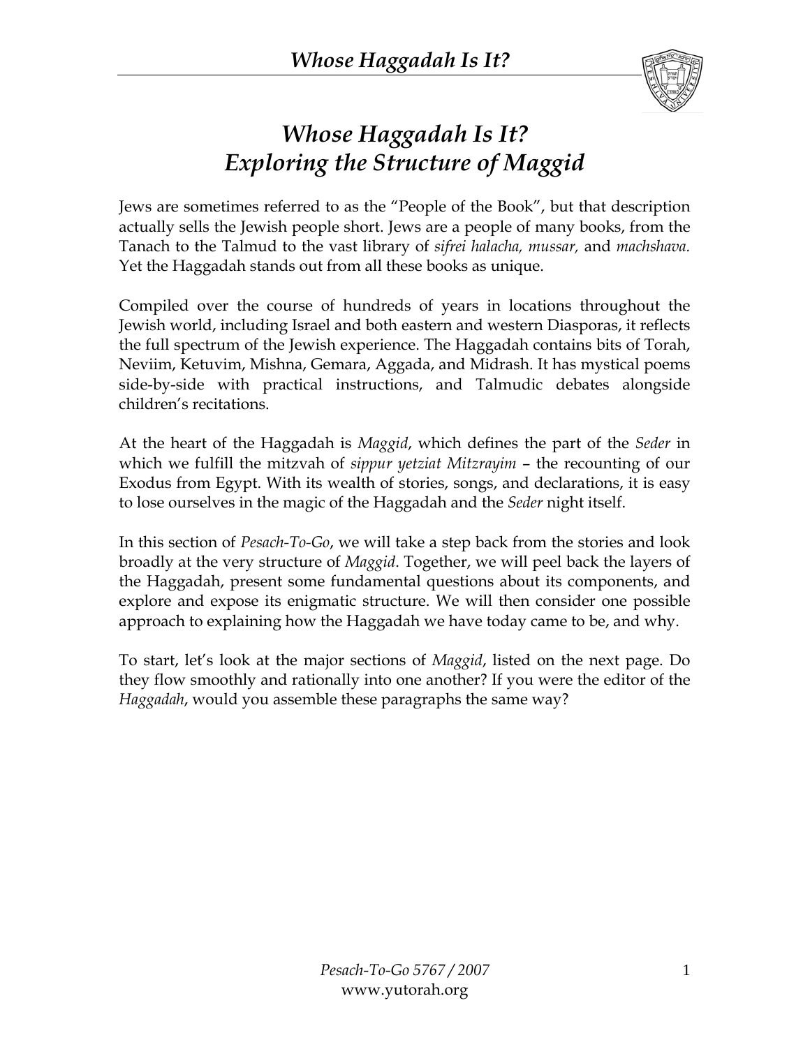# *Whose Haggadah Is It?*
# *Exploring the Structure of Maggid*

Jews are sometimes referred to as the "People of the Book", but that description actually sells the Jewish people short. Jews are a people of many books, from the Tanach to the Talmud to the vast library of *sifrei halacha, mussar,* and *machshava.* Yet the Haggadah stands out from all these books as unique.

Compiled over the course of hundreds of years in locations throughout the Jewish world, including Israel and both eastern and western Diasporas, it reflects the full spectrum of the Jewish experience. The Haggadah contains bits of Torah, Neviim, Ketuvim, Mishna, Gemara, Aggada, and Midrash. It has mystical poems side-by-side with practical instructions, and Talmudic debates alongside children's recitations.

At the heart of the Haggadah is *Maggid*, which defines the part of the *Seder* in which we fulfill the mitzvah of *sippur yetziat Mitzrayim* – the recounting of our Exodus from Egypt. With its wealth of stories, songs, and declarations, it is easy to lose ourselves in the magic of the Haggadah and the *Seder* night itself.

In this section of *Pesach-To-Go*, we will take a step back from the stories and look broadly at the very structure of *Maggid*. Together, we will peel back the layers of the Haggadah, present some fundamental questions about its components, and explore and expose its enigmatic structure. We will then consider one possible approach to explaining how the Haggadah we have today came to be, and why.

To start, let's look at the major sections of *Maggid*, listed on the next page. Do they flow smoothly and rationally into one another? If you were the editor of the *Haggadah*, would you assemble these paragraphs the same way?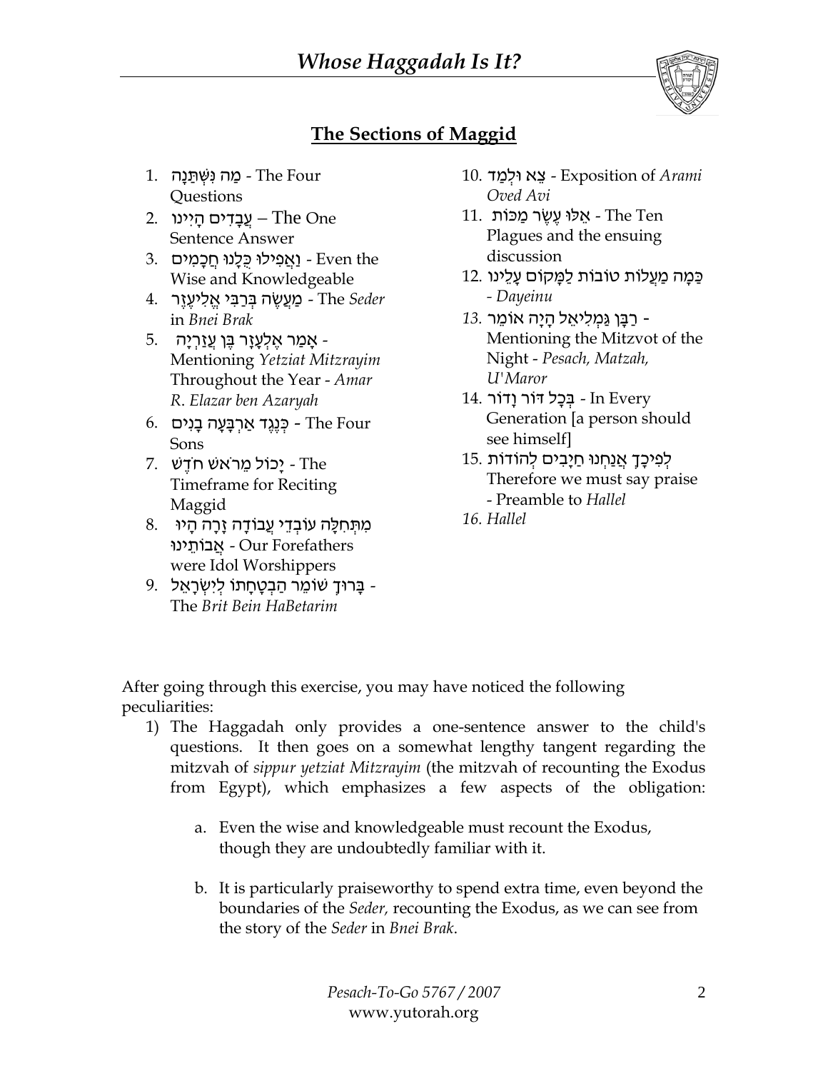## The Sections of Maggid

1. מַה נִּשְׁתַּנָּה - The Four Questions
2. עֲבָדִים הָיִינוּ – The One Sentence Answer
3. וַאֲפִילוּ כֻּלָּנוּ חֲכָמִים - Even the Wise and Knowledgeable
4. מַעֲשֶׂה בְּרַבִּי אֱלִיעֶזֶר - The *Seder* in *Bnei Brak*
5. אָמַר אֶלְעָזָר בֶּן עֲזַרְיָה - Mentioning *Yetziat Mitzrayim* Throughout the Year - *Amar R. Elazar ben Azaryah*
6. כְּנֶגֶד אַרְבָּעָה בָנִים - The Four Sons
7. יָכוֹל מֵרֹאשׁ חֹדֶשׁ - The Timeframe for Reciting Maggid
8. מִתְּחִלָּה עוֹבְדֵי עֲבוֹדָה זָרָה הָיוּ אֲבוֹתֵינוּ - Our Forefathers were Idol Worshippers
9. בָּרוּךְ שׁוֹמֵר הַבְטָחָתוֹ לְיִשְׂרָאֵל - The *Brit Bein HaBetarim*
10. צֵא וּלְמַד - Exposition of *Arami Oved Avi*
11. אֵלּוּ עֶשֶׂר מַכּוֹת - The Ten Plagues and the ensuing discussion
12. כַּמָּה מַעֲלוֹת טוֹבוֹת לַמָּקוֹם עָלֵינוּ - *Dayeinu*
13. רַבָּן גַּמְלִיאֵל הָיָה אוֹמֵר - Mentioning the Mitzvot of the Night - *Pesach, Matzah, U'Maror*
14. בְּכָל דּוֹר וָדוֹר - In Every Generation [a person should see himself]
15. לְפִיכָךְ אֲנַחְנוּ חַיָּבִים לְהוֹדוֹת Therefore we must say praise - Preamble to *Hallel*
16. *Hallel*

After going through this exercise, you may have noticed the following peculiarities:

1) The Haggadah only provides a one-sentence answer to the child's questions. It then goes on a somewhat lengthy tangent regarding the mitzvah of *sippur yetziat Mitzrayim* (the mitzvah of recounting the Exodus from Egypt), which emphasizes a few aspects of the obligation:

    a. Even the wise and knowledgeable must recount the Exodus, though they are undoubtedly familiar with it.

    b. It is particularly praiseworthy to spend extra time, even beyond the boundaries of the *Seder,* recounting the Exodus, as we can see from the story of the *Seder* in *Bnei Brak*.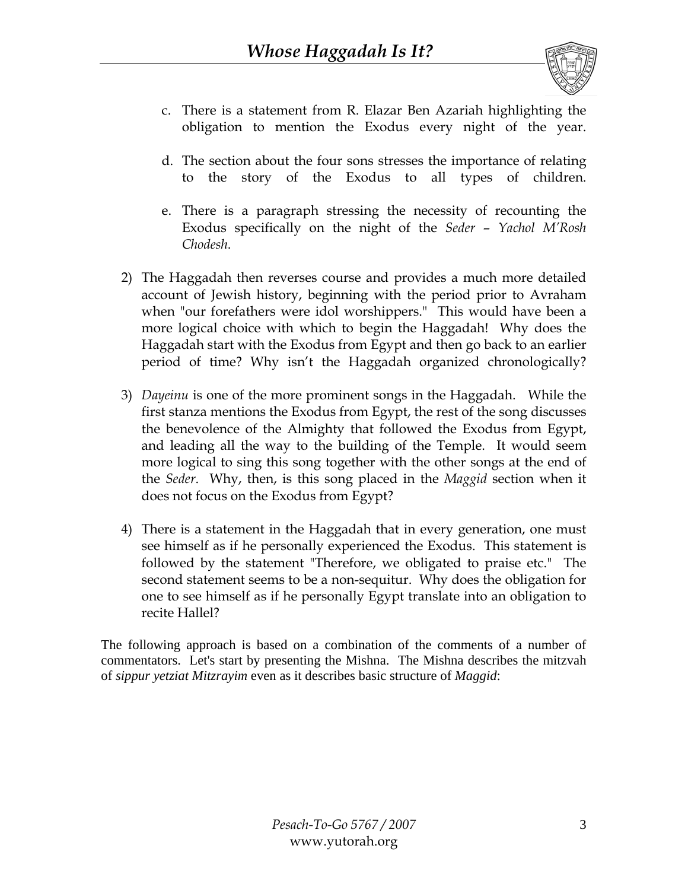c. There is a statement from R. Elazar Ben Azariah highlighting the obligation to mention the Exodus every night of the year.

d. The section about the four sons stresses the importance of relating to the story of the Exodus to all types of children.

e. There is a paragraph stressing the necessity of recounting the Exodus specifically on the night of the *Seder* – *Yachol M'Rosh Chodesh*.

2) The Haggadah then reverses course and provides a much more detailed account of Jewish history, beginning with the period prior to Avraham when "our forefathers were idol worshippers." This would have been a more logical choice with which to begin the Haggadah! Why does the Haggadah start with the Exodus from Egypt and then go back to an earlier period of time? Why isn't the Haggadah organized chronologically?

3) *Dayeinu* is one of the more prominent songs in the Haggadah. While the first stanza mentions the Exodus from Egypt, the rest of the song discusses the benevolence of the Almighty that followed the Exodus from Egypt, and leading all the way to the building of the Temple. It would seem more logical to sing this song together with the other songs at the end of the *Seder*. Why, then, is this song placed in the *Maggid* section when it does not focus on the Exodus from Egypt?

4) There is a statement in the Haggadah that in every generation, one must see himself as if he personally experienced the Exodus. This statement is followed by the statement "Therefore, we obligated to praise etc." The second statement seems to be a non-sequitur. Why does the obligation for one to see himself as if he personally Egypt translate into an obligation to recite Hallel?

The following approach is based on a combination of the comments of a number of commentators. Let's start by presenting the Mishna. The Mishna describes the mitzvah of *sippur yetziat Mitzrayim* even as it describes basic structure of *Maggid*: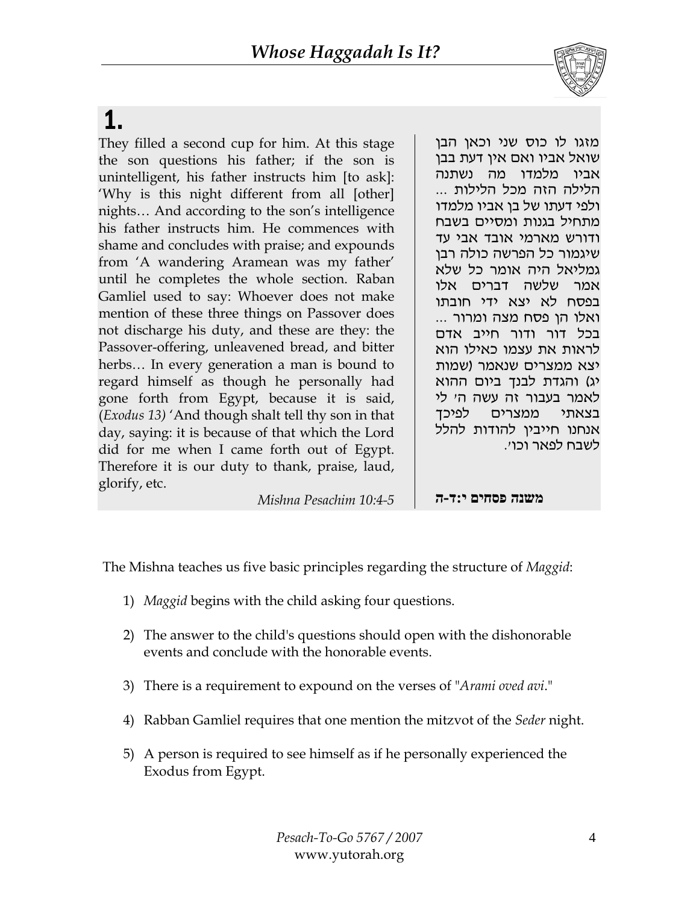# 1.

They filled a second cup for him. At this stage the son questions his father; if the son is unintelligent, his father instructs him [to ask]: 'Why is this night different from all [other] nights… And according to the son's intelligence his father instructs him. He commences with shame and concludes with praise; and expounds from 'A wandering Aramean was my father' until he completes the whole section. Raban Gamliel used to say: Whoever does not make mention of these three things on Passover does not discharge his duty, and these are they: the Passover-offering, unleavened bread, and bitter herbs… In every generation a man is bound to regard himself as though he personally had gone forth from Egypt, because it is said, (*Exodus 13)* 'And though shalt tell thy son in that day, saying: it is because of that which the Lord did for me when I came forth out of Egypt. Therefore it is our duty to thank, praise, laud, glorify, etc.

*Mishna Pesachim 10:4-5*

מזגו לו כוס שני וכאן הבן שואל אביו ואם אין דעת בבן אביו מלמדו מה נשתנה הלילה הזה מכל הלילות ... ולפי דעתו של בן אביו מלמדו מתחיל בגנות ומסיים בשבח ודורש מארמי אובד אבי עד שיגמור כל הפרשה כולה רבן גמליאל היה אומר כל שלא אמר שלשה דברים אלו בפסח לא יצא ידי חובתו ואלו הן פסח מצה ומרור ... בכל דור ודור חייב אדם לראות את עצמו כאילו הוא יצא ממצרים שנאמר (שמות יג) והגדת לבנך ביום ההוא לאמר בעבור זה עשה ה' לי בצאתי ממצרים לפיכך אנחנו חייבין להודות להלל לשבח לפאר וכו'.

**משנה פסחים י:ד-ה**

The Mishna teaches us five basic principles regarding the structure of *Maggid*:

1) *Maggid* begins with the child asking four questions.
2) The answer to the child's questions should open with the dishonorable events and conclude with the honorable events.
3) There is a requirement to expound on the verses of "*Arami oved avi*."
4) Rabban Gamliel requires that one mention the mitzvot of the *Seder* night.
5) A person is required to see himself as if he personally experienced the Exodus from Egypt.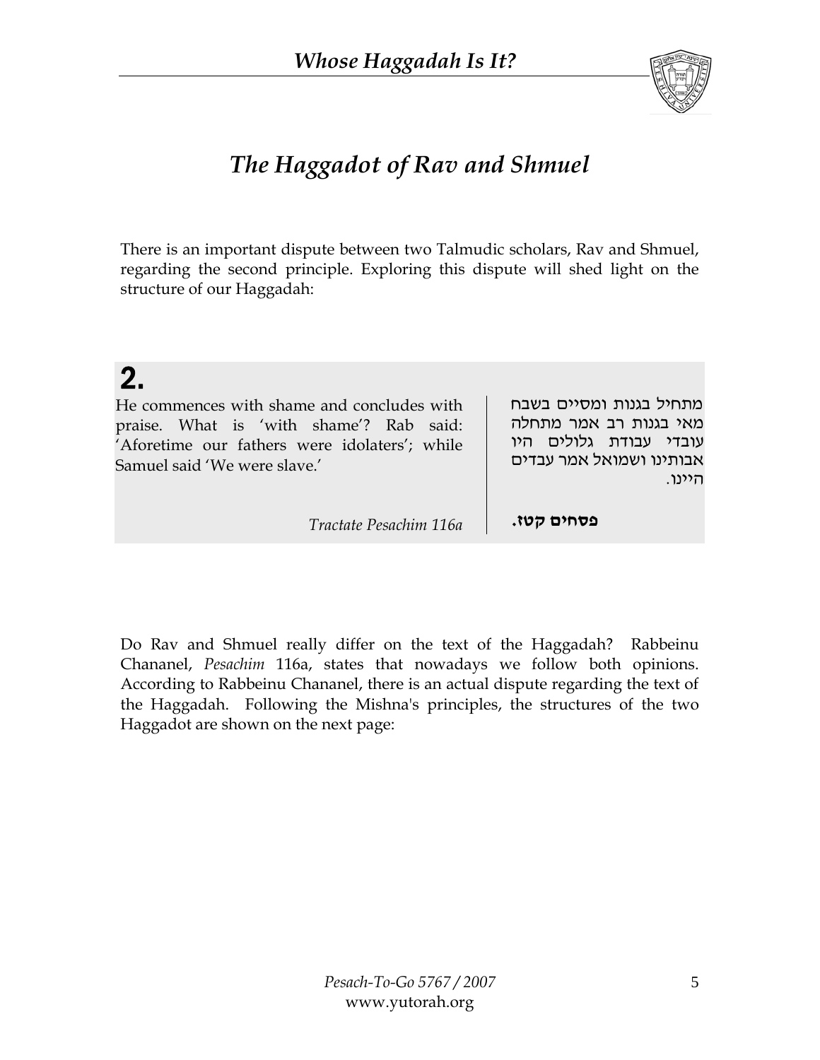## The Haggadot of Rav and Shmuel

There is an important dispute between two Talmudic scholars, Rav and Shmuel, regarding the second principle. Exploring this dispute will shed light on the structure of our Haggadah:

**2.**

| | |
|---|---|
| He commences with shame and concludes with praise. What is 'with shame'? Rab said: 'Aforetime our fathers were idolaters'; while Samuel said 'We were slave.' | מתחיל בגנות ומסיים בשבח מאי בגנות רב אמר מתחלה עובדי עבודת גלולים היו אבותינו ושמואל אמר עבדים היינו. |
| *Tractate Pesachim 116a* | **פסחים קטז.** |

Do Rav and Shmuel really differ on the text of the Haggadah? Rabbeinu Chananel, *Pesachim* 116a, states that nowadays we follow both opinions. According to Rabbeinu Chananel, there is an actual dispute regarding the text of the Haggadah. Following the Mishna's principles, the structures of the two Haggadot are shown on the next page: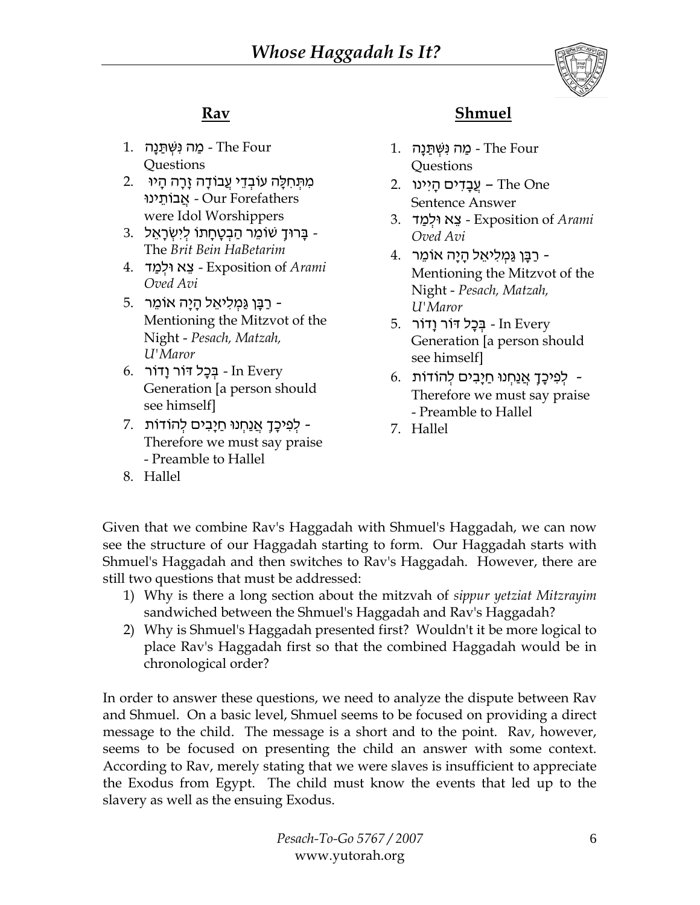## Rav

1. מַה נִּשְׁתַּנָּה - The Four Questions
2. מִתְּחִלָּה עוֹבְדֵי עֲבוֹדָה זָרָה הָיוּ אֲבוֹתֵינוּ - Our Forefathers were Idol Worshippers
3. בָּרוּךְ שׁוֹמֵר הַבְטָחָתוֹ לְיִשְׂרָאֵל - The *Brit Bein HaBetarim*
4. צֵא וּלְמַד - Exposition of *Arami Oved Avi*
5. רַבָּן גַּמְלִיאֵל הָיָה אוֹמֵר - Mentioning the Mitzvot of the Night - *Pesach, Matzah, U'Maror*
6. בְּכָל דּוֹר וָדוֹר - In Every Generation [a person should see himself]
7. לְפִיכָךְ אֲנַחְנוּ חַיָּבִים לְהוֹדוֹת - Therefore we must say praise - Preamble to Hallel
8. Hallel

## Shmuel

1. מַה נִּשְׁתַּנָּה - The Four Questions
2. עֲבָדִים הָיִינוּ – The One Sentence Answer
3. צֵא וּלְמַד - Exposition of *Arami Oved Avi*
4. רַבָּן גַּמְלִיאֵל הָיָה אוֹמֵר - Mentioning the Mitzvot of the Night - *Pesach, Matzah, U'Maror*
5. בְּכָל דּוֹר וָדוֹר - In Every Generation [a person should see himself]
6. לְפִיכָךְ אֲנַחְנוּ חַיָּבִים לְהוֹדוֹת - Therefore we must say praise - Preamble to Hallel
7. Hallel

Given that we combine Rav's Haggadah with Shmuel's Haggadah, we can now see the structure of our Haggadah starting to form. Our Haggadah starts with Shmuel's Haggadah and then switches to Rav's Haggadah. However, there are still two questions that must be addressed:

1) Why is there a long section about the mitzvah of *sippur yetziat Mitzrayim* sandwiched between the Shmuel's Haggadah and Rav's Haggadah?
2) Why is Shmuel's Haggadah presented first? Wouldn't it be more logical to place Rav's Haggadah first so that the combined Haggadah would be in chronological order?

In order to answer these questions, we need to analyze the dispute between Rav and Shmuel. On a basic level, Shmuel seems to be focused on providing a direct message to the child. The message is a short and to the point. Rav, however, seems to be focused on presenting the child an answer with some context. According to Rav, merely stating that we were slaves is insufficient to appreciate the Exodus from Egypt. The child must know the events that led up to the slavery as well as the ensuing Exodus.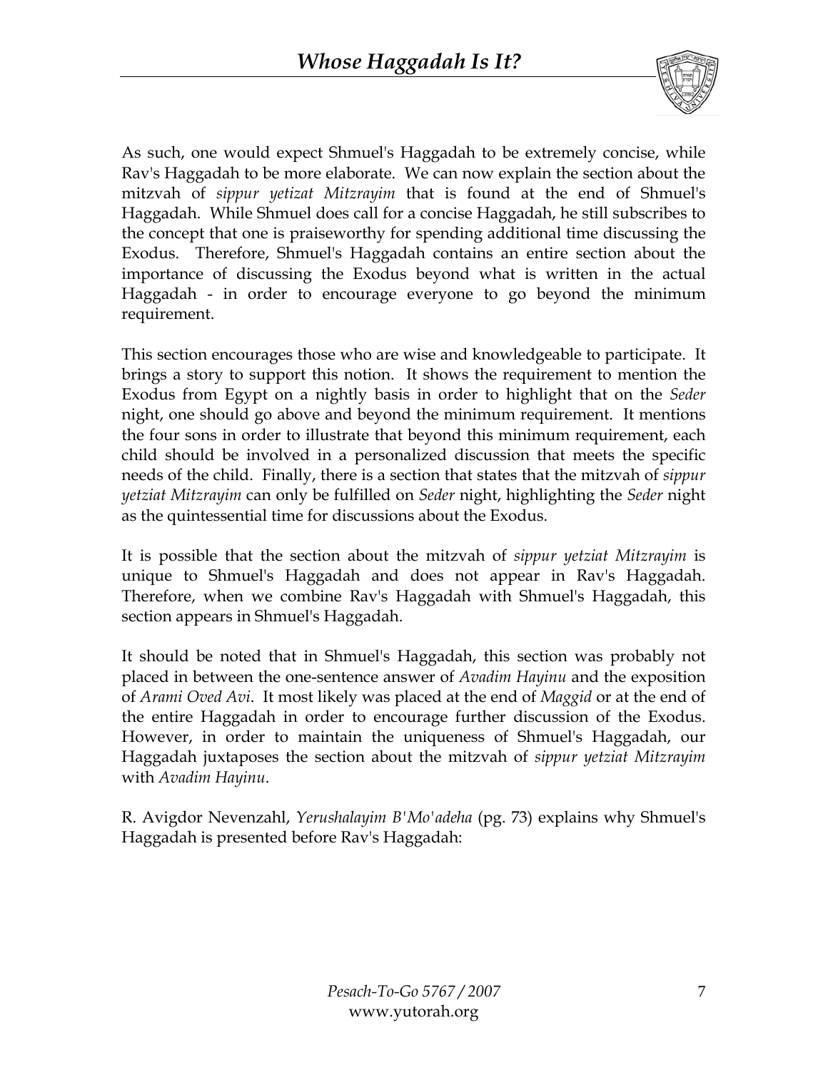As such, one would expect Shmuel's Haggadah to be extremely concise, while Rav's Haggadah to be more elaborate. We can now explain the section about the mitzvah of *sippur yetizat Mitzrayim* that is found at the end of Shmuel's Haggadah. While Shmuel does call for a concise Haggadah, he still subscribes to the concept that one is praiseworthy for spending additional time discussing the Exodus. Therefore, Shmuel's Haggadah contains an entire section about the importance of discussing the Exodus beyond what is written in the actual Haggadah - in order to encourage everyone to go beyond the minimum requirement.

This section encourages those who are wise and knowledgeable to participate. It brings a story to support this notion. It shows the requirement to mention the Exodus from Egypt on a nightly basis in order to highlight that on the *Seder* night, one should go above and beyond the minimum requirement. It mentions the four sons in order to illustrate that beyond this minimum requirement, each child should be involved in a personalized discussion that meets the specific needs of the child. Finally, there is a section that states that the mitzvah of *sippur yetziat Mitzrayim* can only be fulfilled on *Seder* night, highlighting the *Seder* night as the quintessential time for discussions about the Exodus.

It is possible that the section about the mitzvah of *sippur yetziat Mitzrayim* is unique to Shmuel's Haggadah and does not appear in Rav's Haggadah. Therefore, when we combine Rav's Haggadah with Shmuel's Haggadah, this section appears in Shmuel's Haggadah.

It should be noted that in Shmuel's Haggadah, this section was probably not placed in between the one-sentence answer of *Avadim Hayinu* and the exposition of *Arami Oved Avi*. It most likely was placed at the end of *Maggid* or at the end of the entire Haggadah in order to encourage further discussion of the Exodus. However, in order to maintain the uniqueness of Shmuel's Haggadah, our Haggadah juxtaposes the section about the mitzvah of *sippur yetziat Mitzrayim* with *Avadim Hayinu*.

R. Avigdor Nevenzahl, *Yerushalayim B'Mo'adeha* (pg. 73) explains why Shmuel's Haggadah is presented before Rav's Haggadah: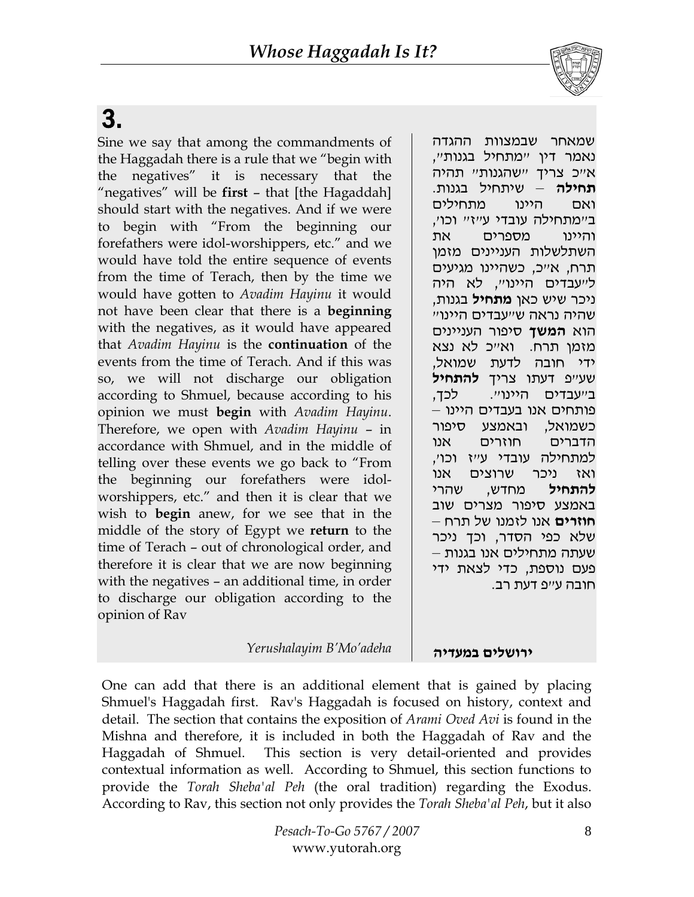# 3.

Sine we say that among the commandments of the Haggadah there is a rule that we "begin with the negatives" it is necessary that the "negatives" will be **first** – that [the Hagaddah] should start with the negatives. And if we were to begin with "From the beginning our forefathers were idol-worshippers, etc." and we would have told the entire sequence of events from the time of Terach, then by the time we would have gotten to *Avadim Hayinu* it would not have been clear that there is a **beginning** with the negatives, as it would have appeared that *Avadim Hayinu* is the **continuation** of the events from the time of Terach. And if this was so, we will not discharge our obligation according to Shmuel, because according to his opinion we must **begin** with *Avadim Hayinu*. Therefore, we open with *Avadim Hayinu* – in accordance with Shmuel, and in the middle of telling over these events we go back to "From the beginning our forefathers were idol-worshippers, etc." and then it is clear that we wish to **begin** anew, for we see that in the middle of the story of Egypt we **return** to the time of Terach – out of chronological order, and therefore it is clear that we are now beginning with the negatives – an additional time, in order to discharge our obligation according to the opinion of Rav

*Yerushalayim B'Mo'adeha*

שמאחר שבמצוות ההגדה נאמר דין "מתחיל בגנות", א"כ צריך "שהגנות" תהיה **תחילה** – שיתחיל בגנות. ואם היינו מתחילים ב"מתחילה עובדי ע"ז" וכו', והיינו מספרים את השתלשלות העניינים מזמן תרח, א"כ, כשהיינו מגיעים ל"עבדים היינו", לא היה ניכר שיש כאן **מתחיל** בגנות, שהיה נראה ש"עבדים היינו" הוא **המשך** סיפור העניינים מזמן תרח. וא"כ לא נצא ידי חובה לדעת שמואל, שע"פ דעתו צריך **להתחיל** ב"עבדים היינו". לכך, פותחים אנו בעבדים היינו – כשמואל, ובאמצע סיפור הדברים חוזרים אנו למתחילה עובדי ע"ז וכו', ואז ניכר שרוצים אנו **להתחיל** מחדש, שהרי באמצע סיפור מצרים שוב **חוזרים** אנו לזמנו של תרח – שלא כפי הסדר, וכך ניכר שעתה מתחילים אנו בגנות – פעם נוספת, כדי לצאת ידי חובה ע"פ דעת רב.

**ירושלים במעדיה**

One can add that there is an additional element that is gained by placing Shmuel's Haggadah first. Rav's Haggadah is focused on history, context and detail. The section that contains the exposition of *Arami Oved Avi* is found in the Mishna and therefore, it is included in both the Haggadah of Rav and the Haggadah of Shmuel. This section is very detail-oriented and provides contextual information as well. According to Shmuel, this section functions to provide the *Torah Sheba'al Peh* (the oral tradition) regarding the Exodus. According to Rav, this section not only provides the *Torah Sheba'al Peh*, but it also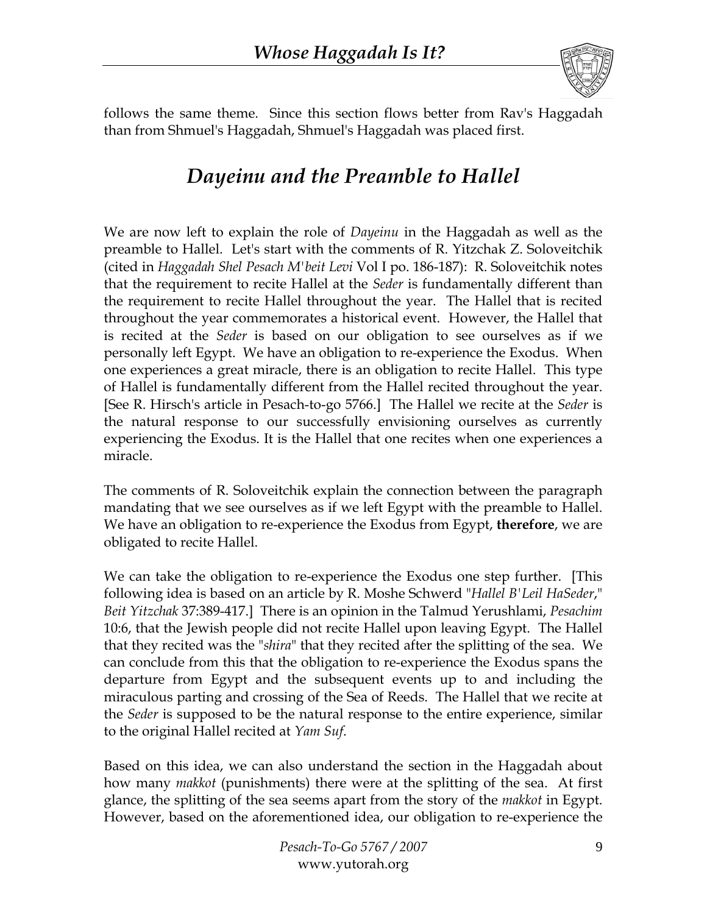follows the same theme. Since this section flows better from Rav's Haggadah than from Shmuel's Haggadah, Shmuel's Haggadah was placed first.

## *Dayeinu and the Preamble to Hallel*

We are now left to explain the role of *Dayeinu* in the Haggadah as well as the preamble to Hallel. Let's start with the comments of R. Yitzchak Z. Soloveitchik (cited in *Haggadah Shel Pesach M'beit Levi* Vol I po. 186-187): R. Soloveitchik notes that the requirement to recite Hallel at the *Seder* is fundamentally different than the requirement to recite Hallel throughout the year. The Hallel that is recited throughout the year commemorates a historical event. However, the Hallel that is recited at the *Seder* is based on our obligation to see ourselves as if we personally left Egypt. We have an obligation to re-experience the Exodus. When one experiences a great miracle, there is an obligation to recite Hallel. This type of Hallel is fundamentally different from the Hallel recited throughout the year. [See R. Hirsch's article in Pesach-to-go 5766.] The Hallel we recite at the *Seder* is the natural response to our successfully envisioning ourselves as currently experiencing the Exodus. It is the Hallel that one recites when one experiences a miracle.

The comments of R. Soloveitchik explain the connection between the paragraph mandating that we see ourselves as if we left Egypt with the preamble to Hallel. We have an obligation to re-experience the Exodus from Egypt, **therefore**, we are obligated to recite Hallel.

We can take the obligation to re-experience the Exodus one step further. [This following idea is based on an article by R. Moshe Schwerd "*Hallel B'Leil HaSeder*," *Beit Yitzchak* 37:389-417.] There is an opinion in the Talmud Yerushlami, *Pesachim* 10:6, that the Jewish people did not recite Hallel upon leaving Egypt. The Hallel that they recited was the "*shira*" that they recited after the splitting of the sea. We can conclude from this that the obligation to re-experience the Exodus spans the departure from Egypt and the subsequent events up to and including the miraculous parting and crossing of the Sea of Reeds. The Hallel that we recite at the *Seder* is supposed to be the natural response to the entire experience, similar to the original Hallel recited at *Yam Suf*.

Based on this idea, we can also understand the section in the Haggadah about how many *makkot* (punishments) there were at the splitting of the sea. At first glance, the splitting of the sea seems apart from the story of the *makkot* in Egypt. However, based on the aforementioned idea, our obligation to re-experience the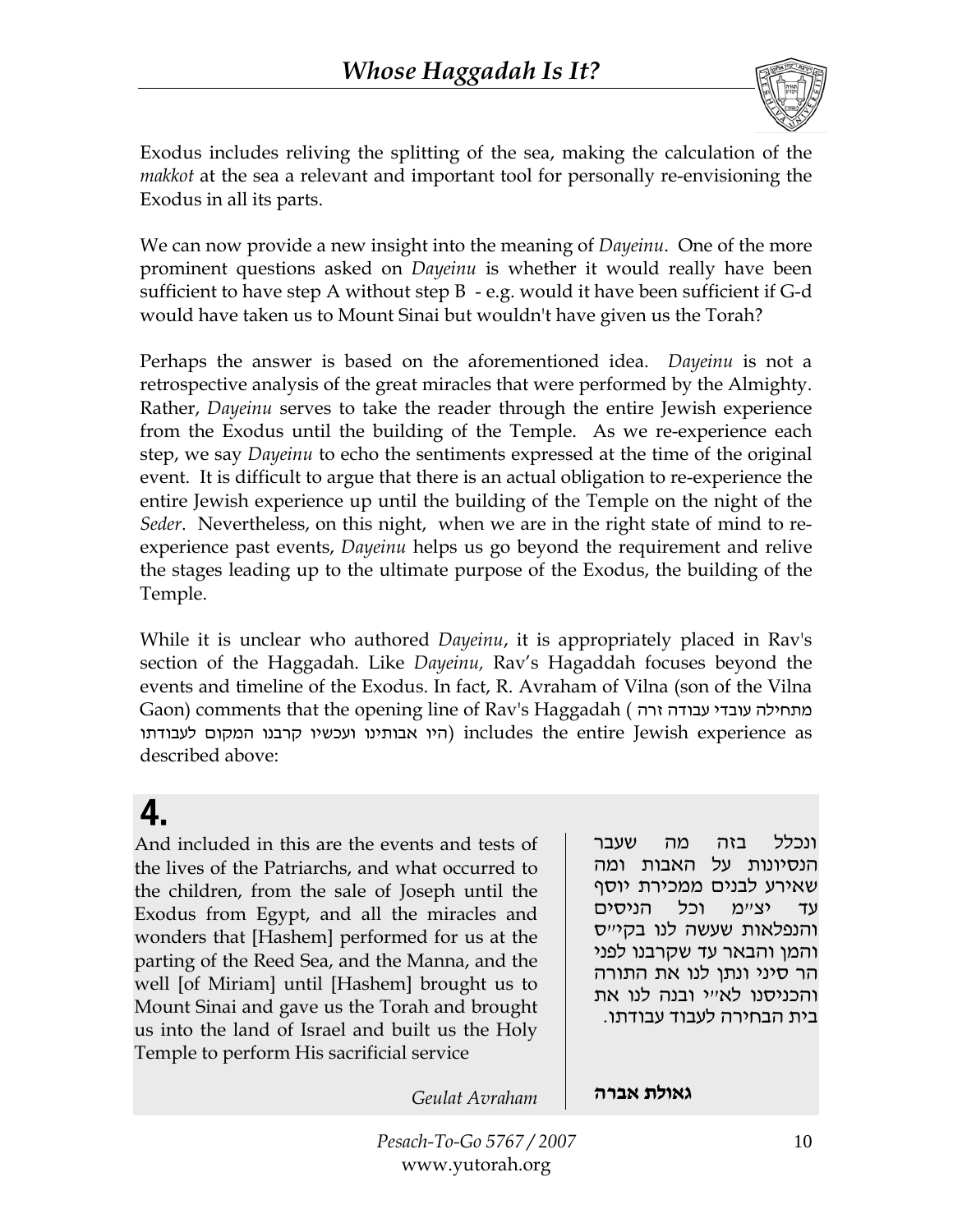Exodus includes reliving the splitting of the sea, making the calculation of the *makkot* at the sea a relevant and important tool for personally re-envisioning the Exodus in all its parts.

We can now provide a new insight into the meaning of *Dayeinu*. One of the more prominent questions asked on *Dayeinu* is whether it would really have been sufficient to have step A without step B - e.g. would it have been sufficient if G-d would have taken us to Mount Sinai but wouldn't have given us the Torah?

Perhaps the answer is based on the aforementioned idea. *Dayeinu* is not a retrospective analysis of the great miracles that were performed by the Almighty. Rather, *Dayeinu* serves to take the reader through the entire Jewish experience from the Exodus until the building of the Temple. As we re-experience each step, we say *Dayeinu* to echo the sentiments expressed at the time of the original event. It is difficult to argue that there is an actual obligation to re-experience the entire Jewish experience up until the building of the Temple on the night of the *Seder*. Nevertheless, on this night, when we are in the right state of mind to re-experience past events, *Dayeinu* helps us go beyond the requirement and relive the stages leading up to the ultimate purpose of the Exodus, the building of the Temple.

While it is unclear who authored *Dayeinu*, it is appropriately placed in Rav's section of the Haggadah. Like *Dayeinu,* Rav's Hagaddah focuses beyond the events and timeline of the Exodus. In fact, R. Avraham of Vilna (son of the Vilna Gaon) comments that the opening line of Rav's Haggadah (מתחילה עובדי עבודה זרה היו אבותינו ועכשיו קרבנו המקום לעבודתו) includes the entire Jewish experience as described above:

## 4.

And included in this are the events and tests of the lives of the Patriarchs, and what occurred to the children, from the sale of Joseph until the Exodus from Egypt, and all the miracles and wonders that [Hashem] performed for us at the parting of the Reed Sea, and the Manna, and the well [of Miriam] until [Hashem] brought us to Mount Sinai and gave us the Torah and brought us into the land of Israel and built us the Holy Temple to perform His sacrificial service

*Geulat Avraham*

ונכלל בזה מה שעבר הנסיונות על האבות ומה שאירע לבנים ממכירת יוסף עד יצ"מ וכל הניסים והנפלאות שעשה לנו בקי"ס והמן והבאר עד שקרבנו לפני הר סיני ונתן לנו את התורה והכניסנו לא"י ובנה לנו את בית הבחירה לעבוד עבודתו.

**גאולת אברה**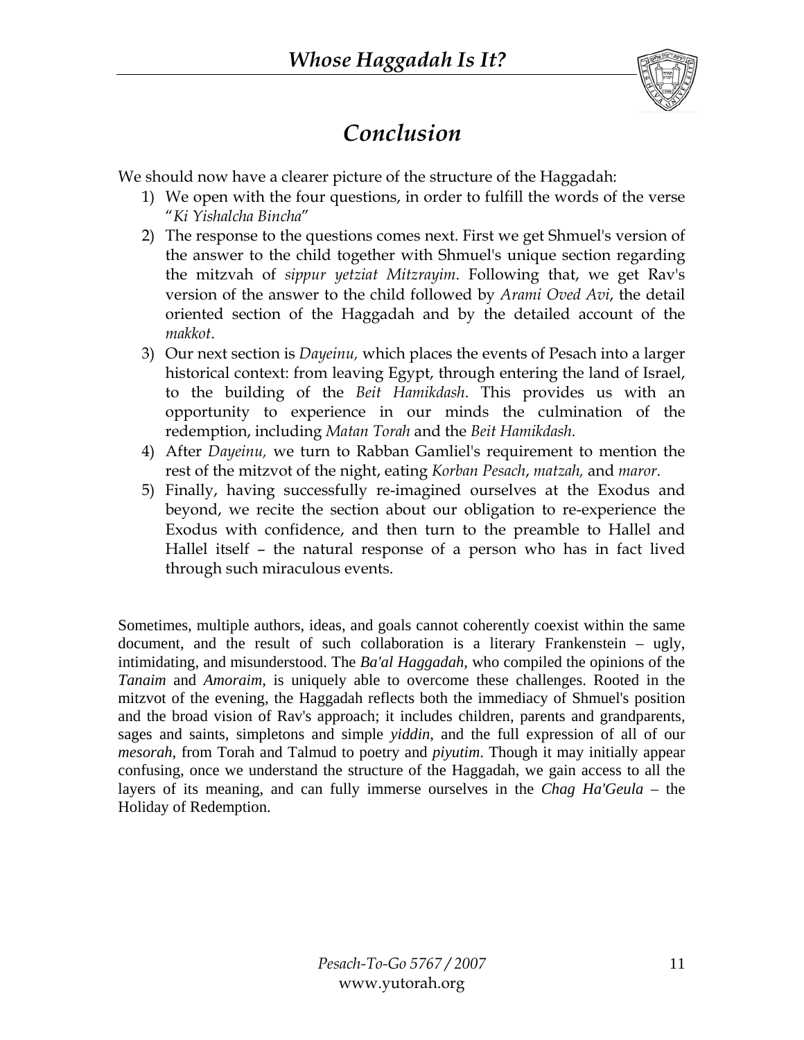# Conclusion

We should now have a clearer picture of the structure of the Haggadah:

1) We open with the four questions, in order to fulfill the words of the verse "*Ki Yishalcha Bincha*"
2) The response to the questions comes next. First we get Shmuel's version of the answer to the child together with Shmuel's unique section regarding the mitzvah of *sippur yetziat Mitzrayim*. Following that, we get Rav's version of the answer to the child followed by *Arami Oved Avi*, the detail oriented section of the Haggadah and by the detailed account of the *makkot*.
3) Our next section is *Dayeinu,* which places the events of Pesach into a larger historical context: from leaving Egypt, through entering the land of Israel, to the building of the *Beit Hamikdash*. This provides us with an opportunity to experience in our minds the culmination of the redemption, including *Matan Torah* and the *Beit Hamikdash*.
4) After *Dayeinu,* we turn to Rabban Gamliel's requirement to mention the rest of the mitzvot of the night, eating *Korban Pesach*, *matzah,* and *maror*.
5) Finally, having successfully re-imagined ourselves at the Exodus and beyond, we recite the section about our obligation to re-experience the Exodus with confidence, and then turn to the preamble to Hallel and Hallel itself – the natural response of a person who has in fact lived through such miraculous events.

Sometimes, multiple authors, ideas, and goals cannot coherently coexist within the same document, and the result of such collaboration is a literary Frankenstein – ugly, intimidating, and misunderstood. The *Ba'al Haggadah*, who compiled the opinions of the *Tanaim* and *Amoraim*, is uniquely able to overcome these challenges. Rooted in the mitzvot of the evening, the Haggadah reflects both the immediacy of Shmuel's position and the broad vision of Rav's approach; it includes children, parents and grandparents, sages and saints, simpletons and simple *yiddin*, and the full expression of all of our *mesorah*, from Torah and Talmud to poetry and *piyutim*. Though it may initially appear confusing, once we understand the structure of the Haggadah, we gain access to all the layers of its meaning, and can fully immerse ourselves in the *Chag Ha'Geula* – the Holiday of Redemption.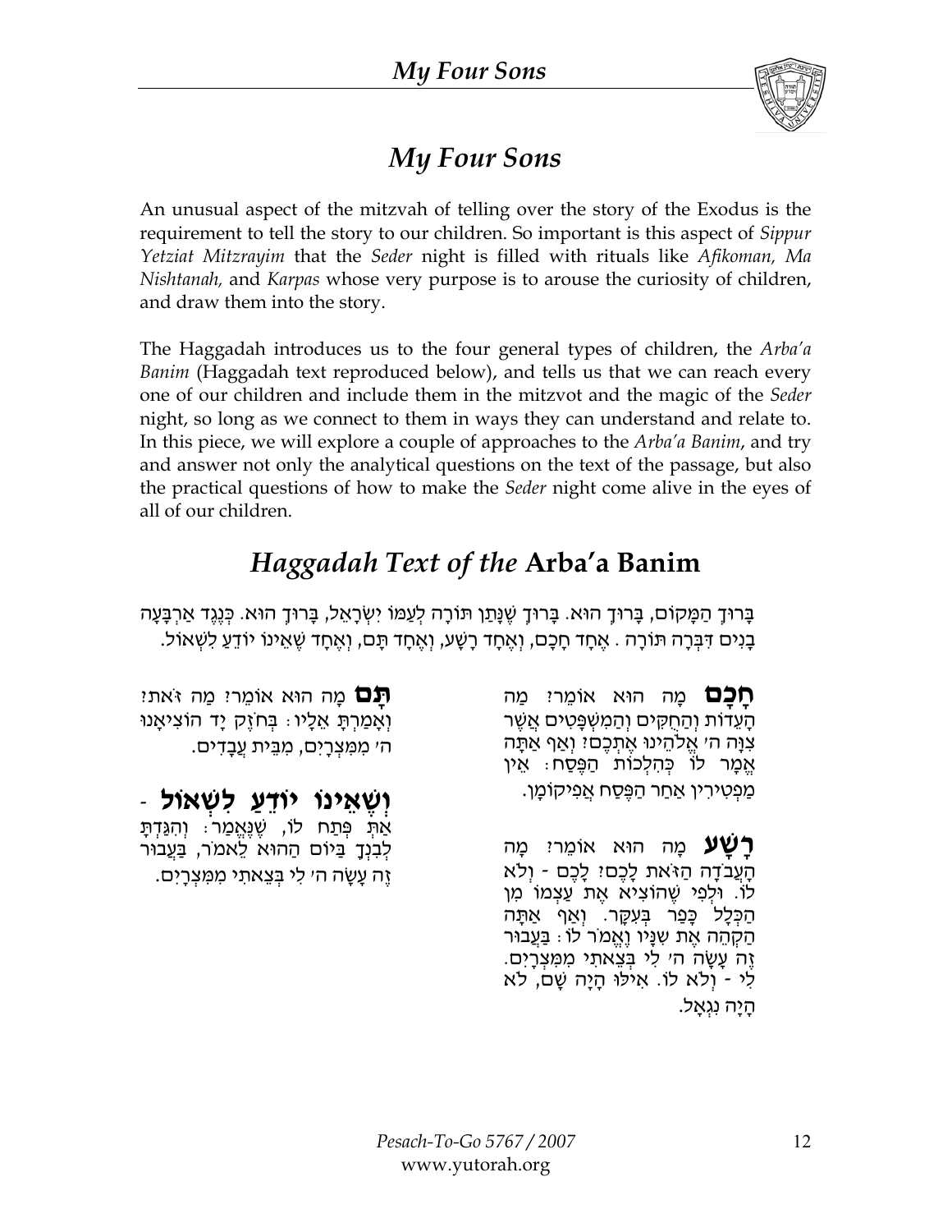# *My Four Sons*

An unusual aspect of the mitzvah of telling over the story of the Exodus is the requirement to tell the story to our children. So important is this aspect of *Sippur Yetziat Mitzrayim* that the *Seder* night is filled with rituals like *Afikoman, Ma Nishtanah,* and *Karpas* whose very purpose is to arouse the curiosity of children, and draw them into the story.

The Haggadah introduces us to the four general types of children, the *Arba'a Banim* (Haggadah text reproduced below), and tells us that we can reach every one of our children and include them in the mitzvot and the magic of the *Seder* night, so long as we connect to them in ways they can understand and relate to. In this piece, we will explore a couple of approaches to the *Arba'a Banim*, and try and answer not only the analytical questions on the text of the passage, but also the practical questions of how to make the *Seder* night come alive in the eyes of all of our children.

## *Haggadah Text of the* Arba'a Banim

בָּרוּךְ הַמָּקוֹם, בָּרוּךְ הוּא. בָּרוּךְ שֶׁנָּתַן תּוֹרָה לְעַמּוֹ יִשְׂרָאֵל, בָּרוּךְ הוּא. כְּנֶגֶד אַרְבָּעָה בָנִים דִּבְּרָה תּוֹרָה . אֶחָד חָכָם, וְאֶחָד רָשָׁע, וְאֶחָד תָּם, וְאֶחָד שֶׁאֵינוֹ יוֹדֵעַ לִשְׁאוֹל.

**חָכָם** מָה הוּא אוֹמֵר? מַה הָעֵדוֹת וְהַחֻקִּים וְהַמִּשְׁפָּטִים אֲשֶׁר צִוָּה ה׳ אֱלֹהֵינוּ אֶתְכֶם? וְאַף אַתָּה אֱמָר לוֹ כְּהִלְכוֹת הַפֶּסַח: אֵין מַפְטִירִין אַחַר הַפֶּסַח אֲפִיקוֹמָן.

**רָשָׁע** מָה הוּא אוֹמֵר? מָה הָעֲבֹדָה הַזֹּאת לָכֶם? לָכֶם - וְלֹא לוֹ. וּלְפִי שֶׁהוֹצִיא אֶת עַצְמוֹ מִן הַכְּלָל כָּפַר בְּעִקָּר. וְאַף אַתָּה הַקְהֵה אֶת שִׁנָּיו וֶאֱמֹר לוֹ: בַּעֲבוּר זֶה עָשָׂה ה׳ לִי בְּצֵאתִי מִמִּצְרָיִם. לִי - וְלֹא לוֹ. אִילוּ הָיָה שָׁם, לֹא הָיָה נִגְאָל.

**תָּם** מָה הוּא אוֹמֵר? מַה זֹּאת? וְאָמַרְתָּ אֵלָיו: בְּחֹזֶק יָד הוֹצִיאָנוּ ה׳ מִמִּצְרָיִם, מִבֵּית עֲבָדִים.

**וְשֶׁאֵינוֹ יוֹדֵעַ לִשְׁאוֹל** - אַתְּ פְּתַח לוֹ, שֶׁנֶּאֱמַר: וְהִגַּדְתָּ לְבִנְךָ בַּיּוֹם הַהוּא לֵאמֹר, בַּעֲבוּר זֶה עָשָׂה ה׳ לִי בְּצֵאתִי מִמִּצְרָיִם.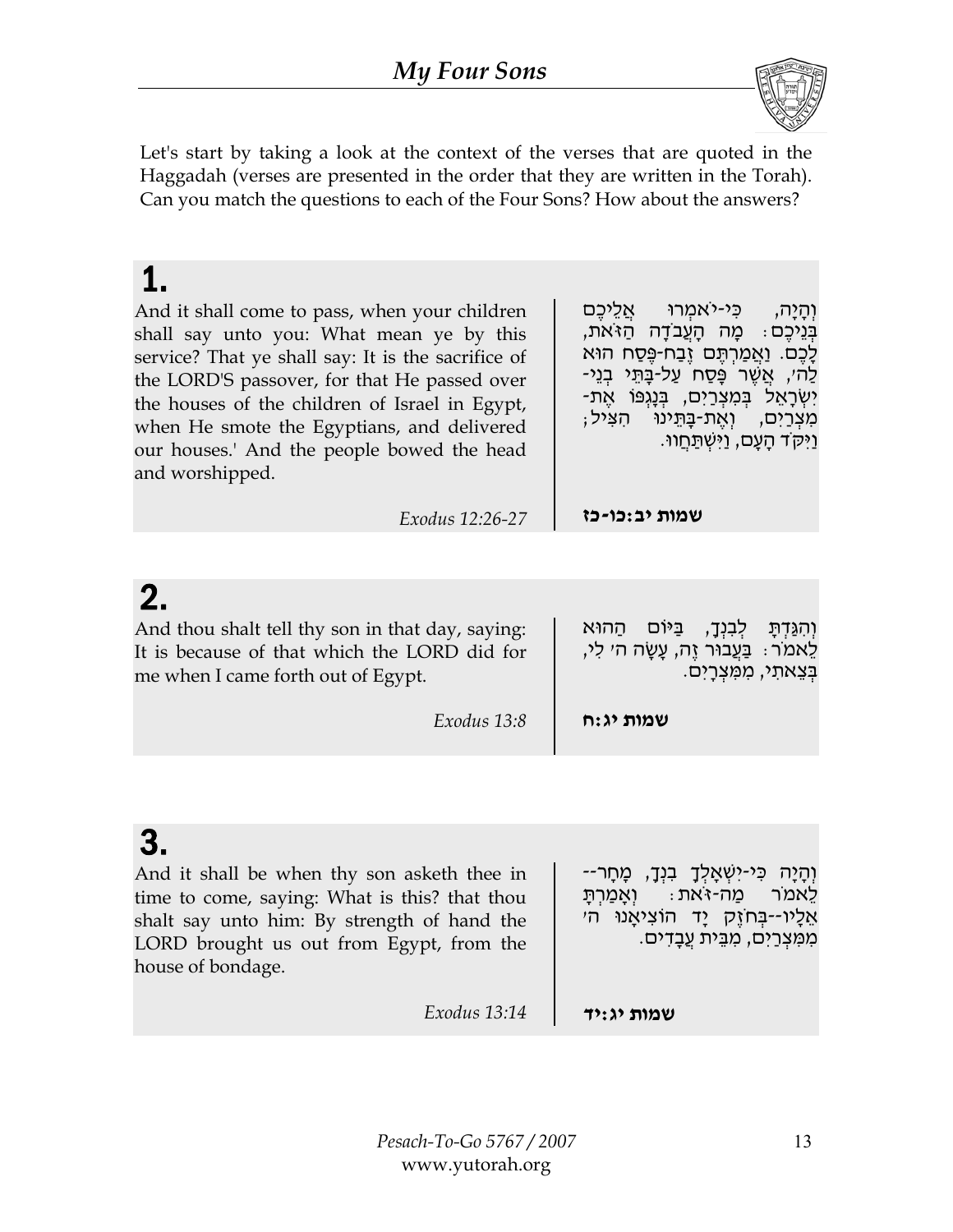Let's start by taking a look at the context of the verses that are quoted in the Haggadah (verses are presented in the order that they are written in the Torah). Can you match the questions to each of the Four Sons? How about the answers?

## 1.

And it shall come to pass, when your children shall say unto you: What mean ye by this service? That ye shall say: It is the sacrifice of the LORD'S passover, for that He passed over the houses of the children of Israel in Egypt, when He smote the Egyptians, and delivered our houses.' And the people bowed the head and worshipped.

*Exodus 12:26-27*

וְהָיָה, כִּי-יֹאמְרוּ אֲלֵיכֶם בְּנֵיכֶם: מָה הָעֲבֹדָה הַזֹּאת, לָכֶם. וַאֲמַרְתֶּם זֶבַח-פֶּסַח הוּא לַה', אֲשֶׁר פָּסַח עַל-בָּתֵּי בְנֵי-יִשְׂרָאֵל בְּמִצְרַיִם, בְּנָגְפּוֹ אֶת-מִצְרַיִם, וְאֶת-בָּתֵּינוּ הִצִּיל; וַיִּקֹּד הָעָם, וַיִּשְׁתַּחֲווּ.

**שמות יב:כו-כז**

## 2.

And thou shalt tell thy son in that day, saying: It is because of that which the LORD did for me when I came forth out of Egypt.

*Exodus 13:8*

וְהִגַּדְתָּ לְבִנְךָ, בַּיּוֹם הַהוּא לֵאמֹר: בַּעֲבוּר זֶה, עָשָׂה ה' לִי, בְּצֵאתִי, מִמִּצְרָיִם.

**שמות יג:ח**

## 3.

And it shall be when thy son asketh thee in time to come, saying: What is this? that thou shalt say unto him: By strength of hand the LORD brought us out from Egypt, from the house of bondage.

*Exodus 13:14*

וְהָיָה כִּי-יִשְׁאָלְךָ בִנְךָ, מָחָר--לֵאמֹר מַה-זֹּאת: וְאָמַרְתָּ אֵלָיו--בְּחֹזֶק יָד הוֹצִיאָנוּ ה' מִמִּצְרַיִם, מִבֵּית עֲבָדִים.

**שמות יג:יד**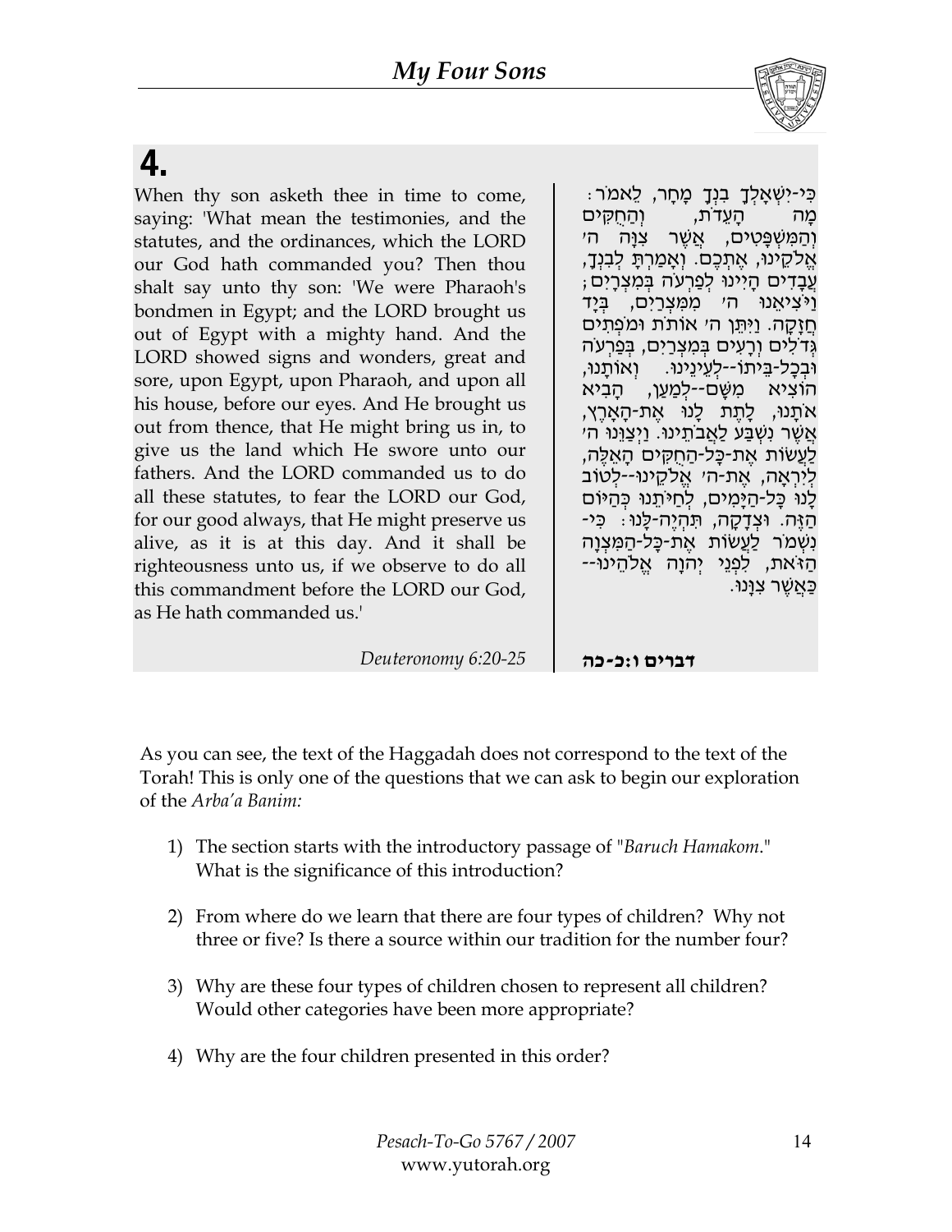## 4.

When thy son asketh thee in time to come, saying: 'What mean the testimonies, and the statutes, and the ordinances, which the LORD our God hath commanded you? Then thou shalt say unto thy son: 'We were Pharaoh's bondmen in Egypt; and the LORD brought us out of Egypt with a mighty hand. And the LORD showed signs and wonders, great and sore, upon Egypt, upon Pharaoh, and upon all his house, before our eyes. And He brought us out from thence, that He might bring us in, to give us the land which He swore unto our fathers. And the LORD commanded us to do all these statutes, to fear the LORD our God, for our good always, that He might preserve us alive, as it is at this day. And it shall be righteousness unto us, if we observe to do all this commandment before the LORD our God, as He hath commanded us.'

*Deuteronomy 6:20-25*

כִּי-יִשְׁאָלְךָ בִנְךָ מָחָר, לֵאמֹר: מָה הָעֵדֹת, וְהַחֻקִּים וְהַמִּשְׁפָּטִים, אֲשֶׁר צִוָּה ה' אֱלֹקֵינוּ, אֶתְכֶם. וְאָמַרְתָּ לְבִנְךָ, עֲבָדִים הָיִינוּ לְפַרְעֹה בְּמִצְרָיִם; וַיֹּצִיאֵנוּ ה' מִמִּצְרַיִם, בְּיָד חֲזָקָה. וַיִּתֵּן ה' אוֹתֹת וּמֹפְתִים גְּדֹלִים וְרָעִים בְּמִצְרַיִם, בְּפַרְעֹה וּבְכָל-בֵּיתוֹ--לְעֵינֵינוּ. וְאוֹתָנוּ, הוֹצִיא מִשָּׁם--לְמַעַן, הָבִיא אֹתָנוּ, לָתֶת לָנוּ אֶת-הָאָרֶץ, אֲשֶׁר נִשְׁבַּע לַאֲבֹתֵינוּ. וַיְצַוֵּנוּ ה' לַעֲשׂוֹת אֶת-כָּל-הַחֻקִּים הָאֵלֶּה, לְיִרְאָה, אֶת-ה' אֱלֹקֵינוּ--לְטוֹב לָנוּ כָּל-הַיָּמִים, לְחַיֹּתֵנוּ כְּהַיּוֹם הַזֶּה. וּצְדָקָה, תִּהְיֶה-לָּנוּ: כִּי-נִשְׁמֹר לַעֲשׂוֹת אֶת-כָּל-הַמִּצְוָה הַזֹּאת, לִפְנֵי יְהוָה אֱלֹהֵינוּ--כַּאֲשֶׁר צִוָּנוּ.

**דברים ו:כ-כה**

As you can see, the text of the Haggadah does not correspond to the text of the Torah! This is only one of the questions that we can ask to begin our exploration of the *Arba'a Banim:*

1) The section starts with the introductory passage of "*Baruch Hamakom*." What is the significance of this introduction?

2) From where do we learn that there are four types of children? Why not three or five? Is there a source within our tradition for the number four?

3) Why are these four types of children chosen to represent all children? Would other categories have been more appropriate?

4) Why are the four children presented in this order?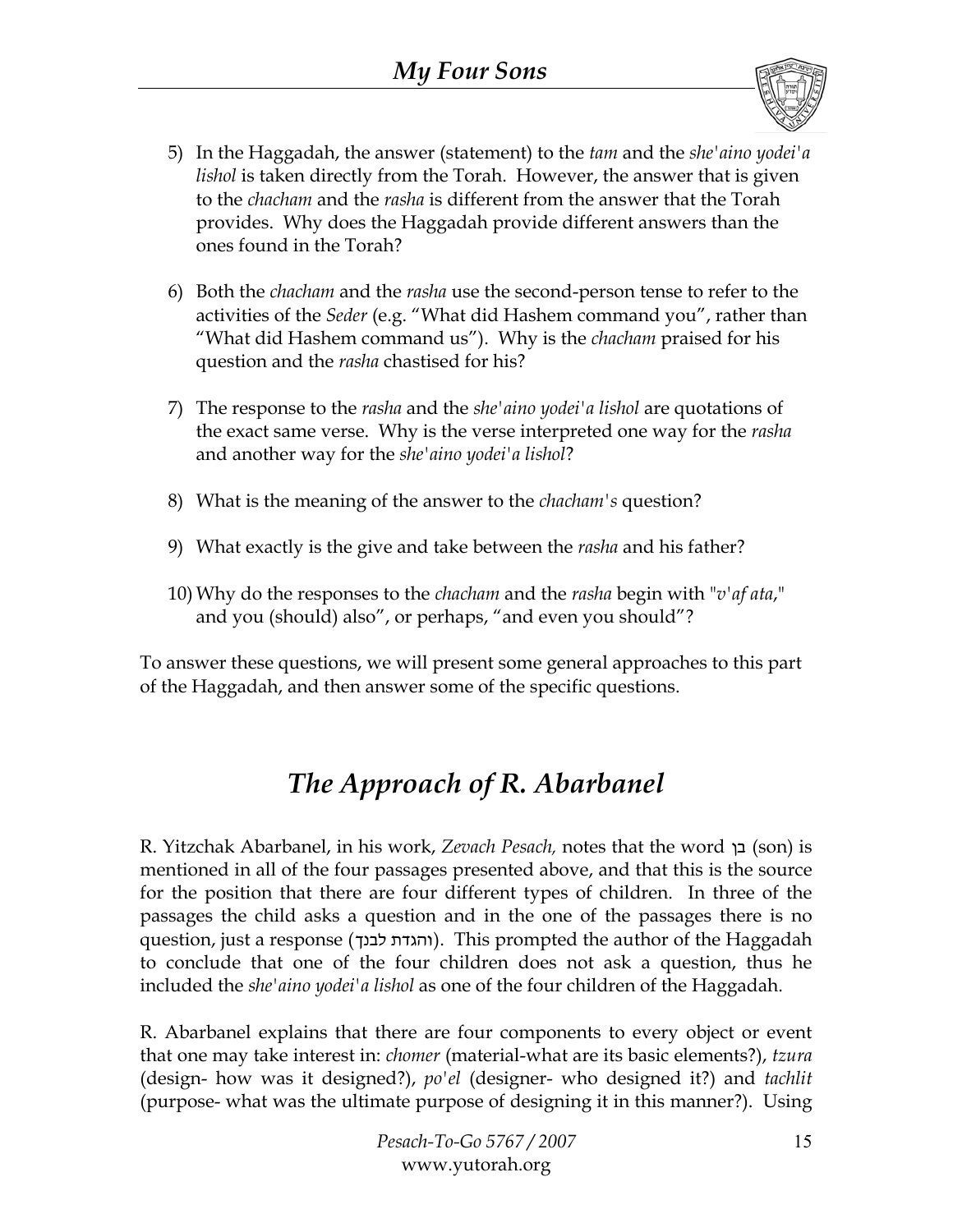5) In the Haggadah, the answer (statement) to the *tam* and the *she'aino yodei'a lishol* is taken directly from the Torah. However, the answer that is given to the *chacham* and the *rasha* is different from the answer that the Torah provides. Why does the Haggadah provide different answers than the ones found in the Torah?

6) Both the *chacham* and the *rasha* use the second-person tense to refer to the activities of the *Seder* (e.g. "What did Hashem command you", rather than "What did Hashem command us"). Why is the *chacham* praised for his question and the *rasha* chastised for his?

7) The response to the *rasha* and the *she'aino yodei'a lishol* are quotations of the exact same verse. Why is the verse interpreted one way for the *rasha* and another way for the *she'aino yodei'a lishol*?

8) What is the meaning of the answer to the *chacham's* question?

9) What exactly is the give and take between the *rasha* and his father?

10) Why do the responses to the *chacham* and the *rasha* begin with "*v'af ata*," and you (should) also", or perhaps, "and even you should"?

To answer these questions, we will present some general approaches to this part of the Haggadah, and then answer some of the specific questions.

## *The Approach of R. Abarbanel*

R. Yitzchak Abarbanel, in his work, *Zevach Pesach,* notes that the word בן (son) is mentioned in all of the four passages presented above, and that this is the source for the position that there are four different types of children. In three of the passages the child asks a question and in the one of the passages there is no question, just a response (והגדת לבנך). This prompted the author of the Haggadah to conclude that one of the four children does not ask a question, thus he included the *she'aino yodei'a lishol* as one of the four children of the Haggadah.

R. Abarbanel explains that there are four components to every object or event that one may take interest in: *chomer* (material-what are its basic elements?), *tzura* (design- how was it designed?), *po'el* (designer- who designed it?) and *tachlit* (purpose- what was the ultimate purpose of designing it in this manner?). Using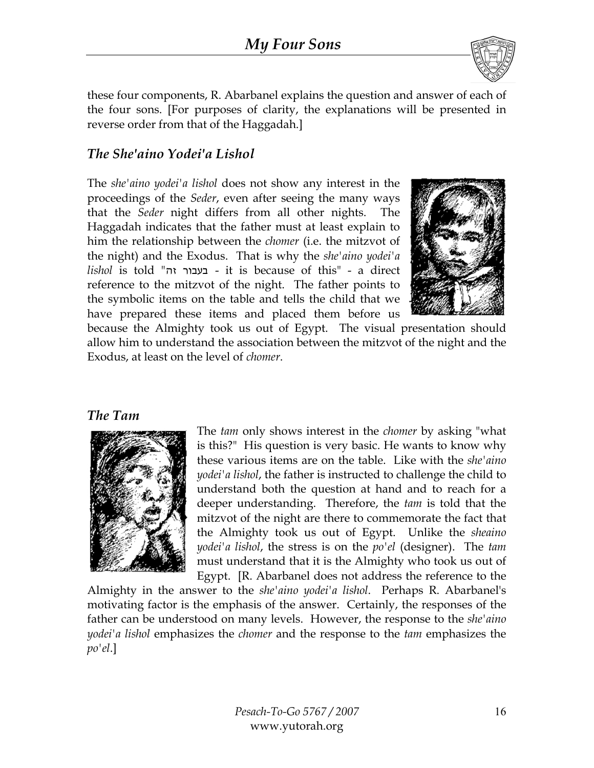these four components, R. Abarbanel explains the question and answer of each of the four sons. [For purposes of clarity, the explanations will be presented in reverse order from that of the Haggadah.]

## *The She'aino Yodei'a Lishol*

The *she'aino yodei'a lishol* does not show any interest in the proceedings of the *Seder*, even after seeing the many ways that the *Seder* night differs from all other nights. The Haggadah indicates that the father must at least explain to him the relationship between the *chomer* (i.e. the mitzvot of the night) and the Exodus. That is why the *she'aino yodei'a lishol* is told "בעבור זה - it is because of this" - a direct reference to the mitzvot of the night. The father points to the symbolic items on the table and tells the child that we have prepared these items and placed them before us because the Almighty took us out of Egypt. The visual presentation should allow him to understand the association between the mitzvot of the night and the Exodus, at least on the level of *chomer*.

## *The Tam*

The *tam* only shows interest in the *chomer* by asking "what is this?" His question is very basic. He wants to know why these various items are on the table. Like with the *she'aino yodei'a lishol*, the father is instructed to challenge the child to understand both the question at hand and to reach for a deeper understanding. Therefore, the *tam* is told that the mitzvot of the night are there to commemorate the fact that the Almighty took us out of Egypt. Unlike the *sheaino yodei'a lishol*, the stress is on the *po'el* (designer). The *tam* must understand that it is the Almighty who took us out of Egypt. [R. Abarbanel does not address the reference to the Almighty in the answer to the *she'aino yodei'a lishol*. Perhaps R. Abarbanel's motivating factor is the emphasis of the answer. Certainly, the responses of the father can be understood on many levels. However, the response to the *she'aino yodei'a lishol* emphasizes the *chomer* and the response to the *tam* emphasizes the *po'el*.]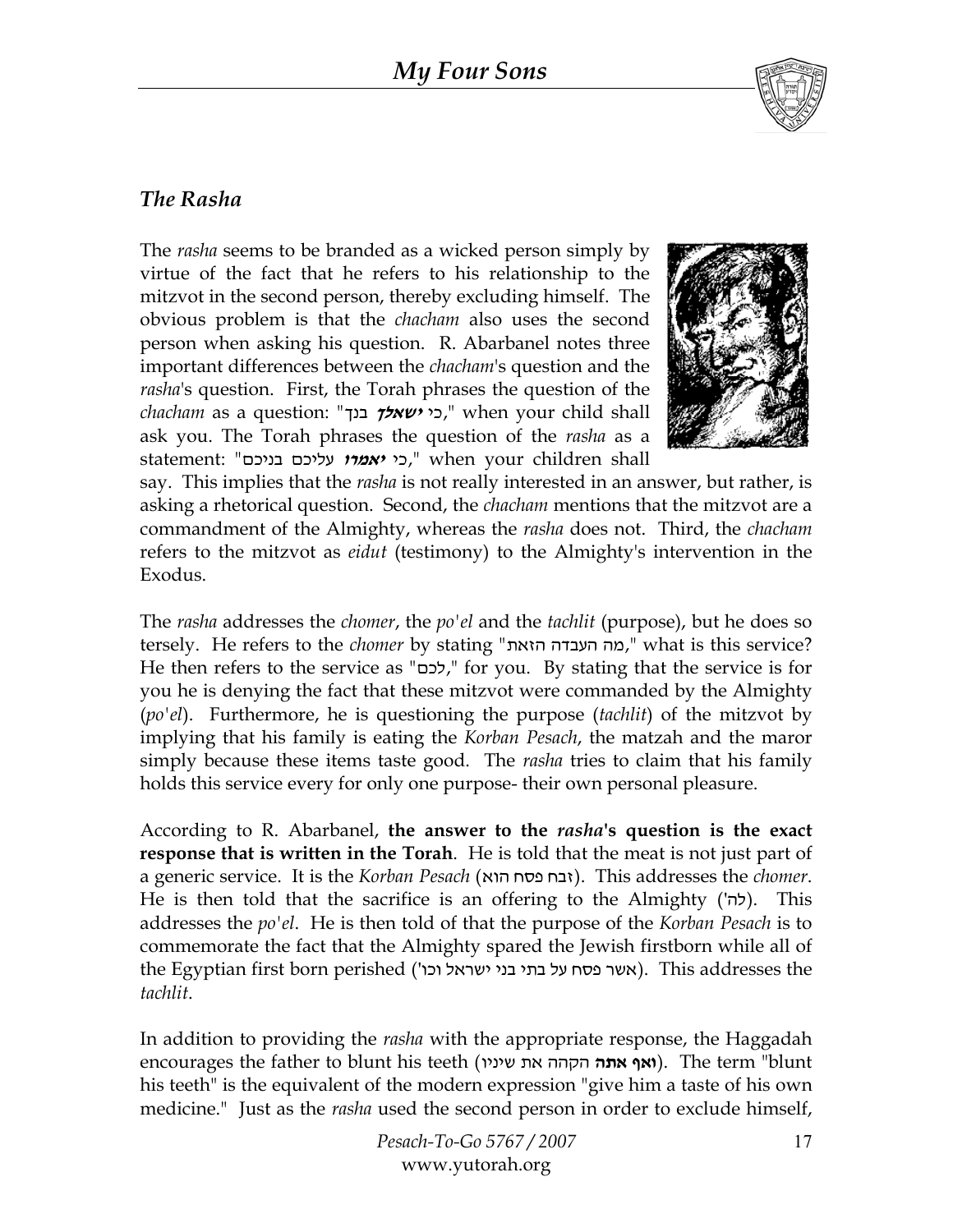## *The Rasha*

The *rasha* seems to be branded as a wicked person simply by virtue of the fact that he refers to his relationship to the mitzvot in the second person, thereby excluding himself. The obvious problem is that the *chacham* also uses the second person when asking his question. R. Abarbanel notes three important differences between the *chacham*'s question and the *rasha*'s question. First, the Torah phrases the question of the *chacham* as a question: "כי ***ישאלך*** בנך," when your child shall ask you. The Torah phrases the question of the *rasha* as a statement: "כי ***יאמרו*** עליכם בניכם," when your children shall say. This implies that the *rasha* is not really interested in an answer, but rather, is asking a rhetorical question. Second, the *chacham* mentions that the mitzvot are a commandment of the Almighty, whereas the *rasha* does not. Third, the *chacham* refers to the mitzvot as *eidut* (testimony) to the Almighty's intervention in the Exodus.

The *rasha* addresses the *chomer*, the *po'el* and the *tachlit* (purpose), but he does so tersely. He refers to the *chomer* by stating "מה העבדה הזאת," what is this service? He then refers to the service as "לכם," for you. By stating that the service is for you he is denying the fact that these mitzvot were commanded by the Almighty (*po'el*). Furthermore, he is questioning the purpose (*tachlit*) of the mitzvot by implying that his family is eating the *Korban Pesach*, the matzah and the maror simply because these items taste good. The *rasha* tries to claim that his family holds this service every for only one purpose- their own personal pleasure.

According to R. Abarbanel, **the answer to the *rasha*'s question is the exact response that is written in the Torah**. He is told that the meat is not just part of a generic service. It is the *Korban Pesach* (זבח פסח הוא). This addresses the *chomer*. He is then told that the sacrifice is an offering to the Almighty ('לה). This addresses the *po'el*. He is then told of that the purpose of the *Korban Pesach* is to commemorate the fact that the Almighty spared the Jewish firstborn while all of the Egyptian first born perished (אשר פסח על בתי בני ישראל וכו'). This addresses the *tachlit*.

In addition to providing the *rasha* with the appropriate response, the Haggadah encourages the father to blunt his teeth (**ואף אתה** הקהה את שיניו). The term "blunt his teeth" is the equivalent of the modern expression "give him a taste of his own medicine." Just as the *rasha* used the second person in order to exclude himself,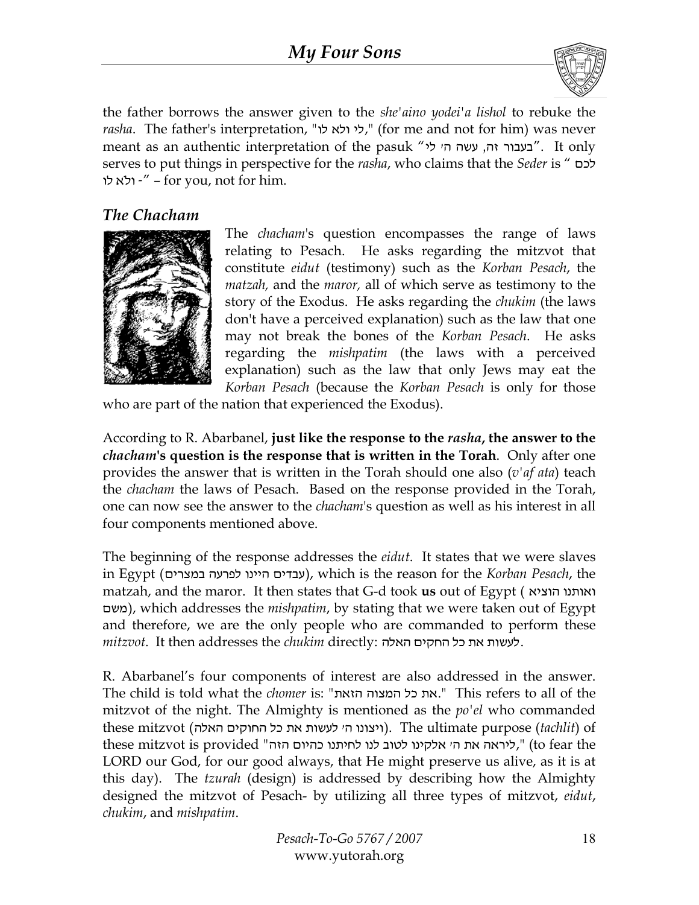the father borrows the answer given to the *she'aino yodei'a lishol* to rebuke the *rasha*. The father's interpretation, "לי ולא לו," (for me and not for him) was never meant as an authentic interpretation of the pasuk "בעבור זה, עשה ה׳ לי". It only serves to put things in perspective for the *rasha*, who claims that the *Seder* is "לכם ולא לו -" – for you, not for him.

## *The Chacham*

The *chacham*'s question encompasses the range of laws relating to Pesach. He asks regarding the mitzvot that constitute *eidut* (testimony) such as the *Korban Pesach*, the *matzah,* and the *maror,* all of which serve as testimony to the story of the Exodus. He asks regarding the *chukim* (the laws don't have a perceived explanation) such as the law that one may not break the bones of the *Korban Pesach*. He asks regarding the *mishpatim* (the laws with a perceived explanation) such as the law that only Jews may eat the *Korban Pesach* (because the *Korban Pesach* is only for those who are part of the nation that experienced the Exodus).

According to R. Abarbanel, **just like the response to the *rasha*, the answer to the *chacham*'s question is the response that is written in the Torah**. Only after one provides the answer that is written in the Torah should one also (*v'af ata*) teach the *chacham* the laws of Pesach. Based on the response provided in the Torah, one can now see the answer to the *chacham*'s question as well as his interest in all four components mentioned above.

The beginning of the response addresses the *eidut*. It states that we were slaves in Egypt (עבדים היינו לפרעה במצרים), which is the reason for the *Korban Pesach*, the matzah, and the maror. It then states that G-d took **us** out of Egypt (ואותנו הוציא משם), which addresses the *mishpatim*, by stating that we were taken out of Egypt and therefore, we are the only people who are commanded to perform these *mitzvot*. It then addresses the *chukim* directly: לעשות את כל החקים האלה.

R. Abarbanel's four components of interest are also addressed in the answer. The child is told what the *chomer* is: "את כל המצוה הזאת." This refers to all of the mitzvot of the night. The Almighty is mentioned as the *po'el* who commanded these mitzvot (ויצונו ה׳ לעשות את כל החוקים האלה). The ultimate purpose (*tachlit*) of these mitzvot is provided "ליראה את ה׳ אלקינו לטוב לנו לחיתנו כהיום הזה," (to fear the LORD our God, for our good always, that He might preserve us alive, as it is at this day). The *tzurah* (design) is addressed by describing how the Almighty designed the mitzvot of Pesach- by utilizing all three types of mitzvot, *eidut*, *chukim*, and *mishpatim*.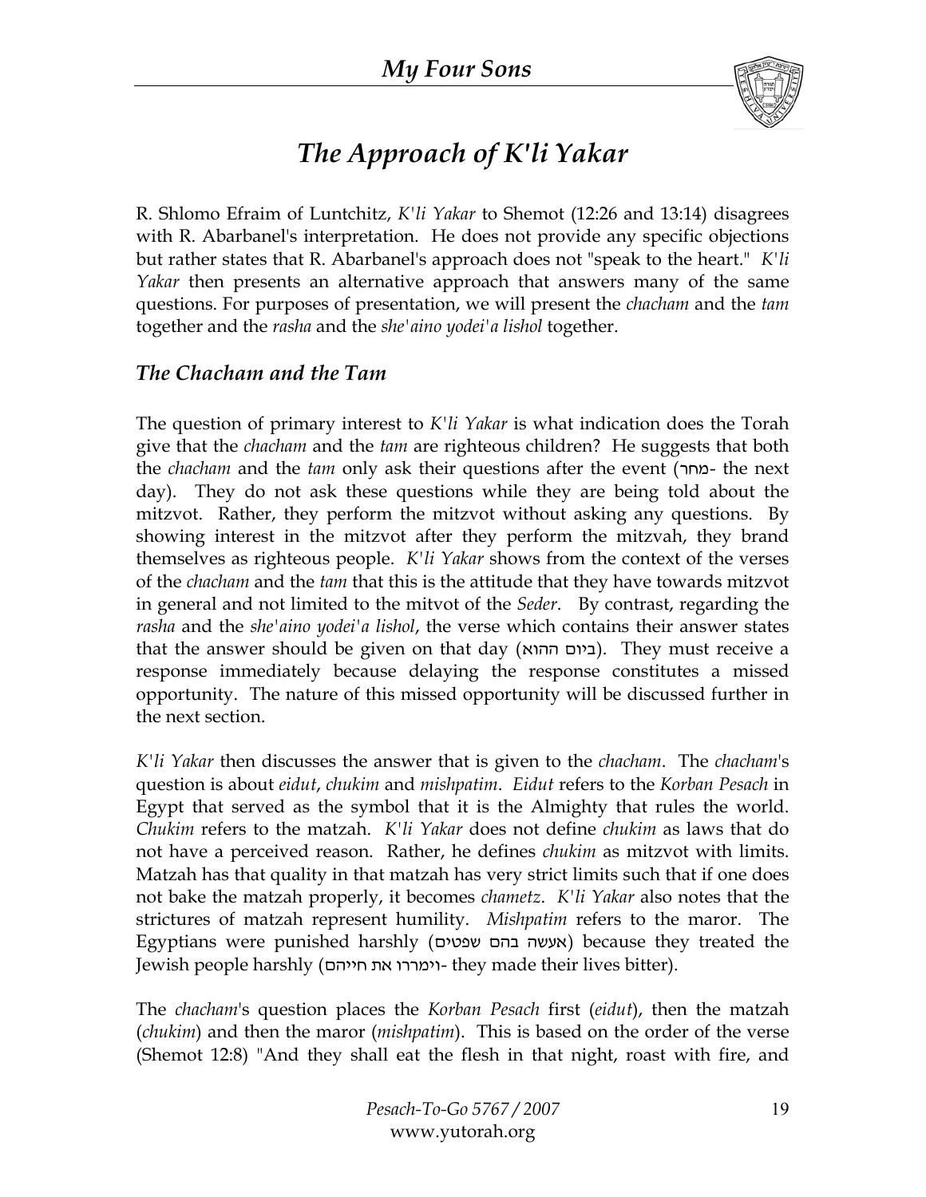# *The Approach of K'li Yakar*

R. Shlomo Efraim of Luntchitz, *K'li Yakar* to Shemot (12:26 and 13:14) disagrees with R. Abarbanel's interpretation. He does not provide any specific objections but rather states that R. Abarbanel's approach does not "speak to the heart." *K'li Yakar* then presents an alternative approach that answers many of the same questions. For purposes of presentation, we will present the *chacham* and the *tam* together and the *rasha* and the *she'aino yodei'a lishol* together.

## *The Chacham and the Tam*

The question of primary interest to *K'li Yakar* is what indication does the Torah give that the *chacham* and the *tam* are righteous children? He suggests that both the *chacham* and the *tam* only ask their questions after the event (מחר- the next day). They do not ask these questions while they are being told about the mitzvot. Rather, they perform the mitzvot without asking any questions. By showing interest in the mitzvot after they perform the mitzvah, they brand themselves as righteous people. *K'li Yakar* shows from the context of the verses of the *chacham* and the *tam* that this is the attitude that they have towards mitzvot in general and not limited to the mitvot of the *Seder*. By contrast, regarding the *rasha* and the *she'aino yodei'a lishol*, the verse which contains their answer states that the answer should be given on that day (ביום ההוא). They must receive a response immediately because delaying the response constitutes a missed opportunity. The nature of this missed opportunity will be discussed further in the next section.

*K'li Yakar* then discusses the answer that is given to the *chacham*. The *chacham*'s question is about *eidut*, *chukim* and *mishpatim*. *Eidut* refers to the *Korban Pesach* in Egypt that served as the symbol that it is the Almighty that rules the world. *Chukim* refers to the matzah. *K'li Yakar* does not define *chukim* as laws that do not have a perceived reason. Rather, he defines *chukim* as mitzvot with limits. Matzah has that quality in that matzah has very strict limits such that if one does not bake the matzah properly, it becomes *chametz*. *K'li Yakar* also notes that the strictures of matzah represent humility. *Mishpatim* refers to the maror. The Egyptians were punished harshly (אעשה בהם שפטים) because they treated the Jewish people harshly (וימררו את חייהם- they made their lives bitter).

The *chacham*'s question places the *Korban Pesach* first (*eidut*), then the matzah (*chukim*) and then the maror (*mishpatim*). This is based on the order of the verse (Shemot 12:8) "And they shall eat the flesh in that night, roast with fire, and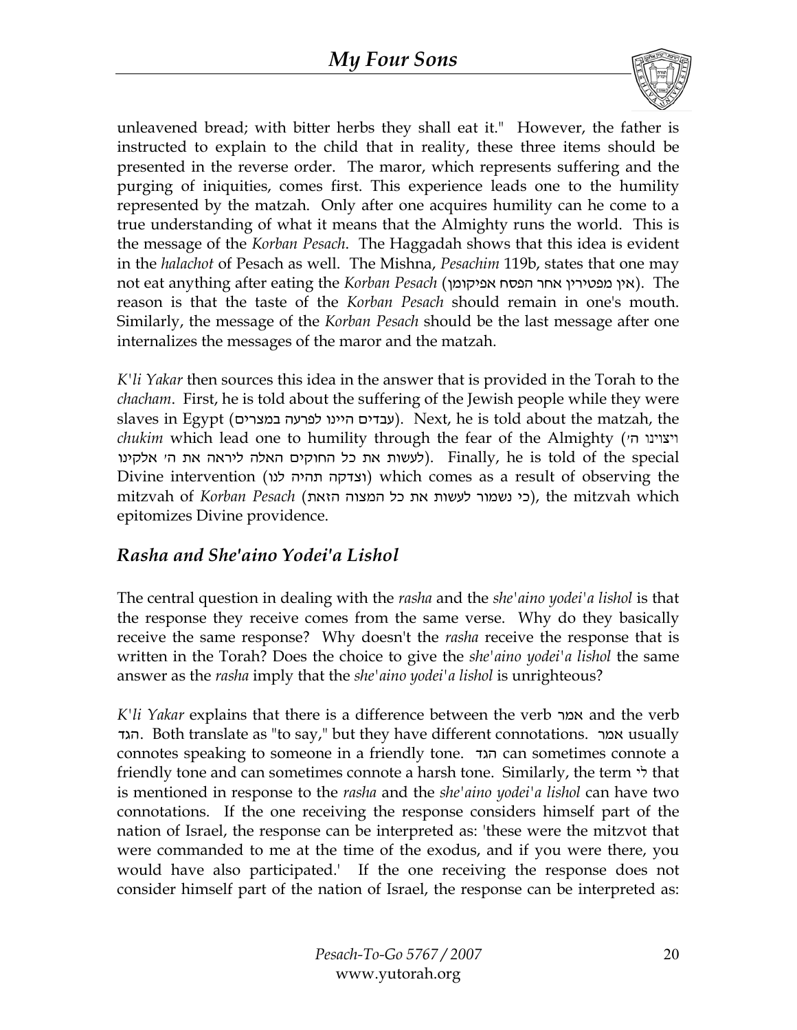unleavened bread; with bitter herbs they shall eat it." However, the father is instructed to explain to the child that in reality, these three items should be presented in the reverse order. The maror, which represents suffering and the purging of iniquities, comes first. This experience leads one to the humility represented by the matzah. Only after one acquires humility can he come to a true understanding of what it means that the Almighty runs the world. This is the message of the *Korban Pesach*. The Haggadah shows that this idea is evident in the *halachot* of Pesach as well. The Mishna, *Pesachim* 119b, states that one may not eat anything after eating the *Korban Pesach* (אין מפטירין אחר הפסח אפיקומן). The reason is that the taste of the *Korban Pesach* should remain in one's mouth. Similarly, the message of the *Korban Pesach* should be the last message after one internalizes the messages of the maror and the matzah.

*K'li Yakar* then sources this idea in the answer that is provided in the Torah to the *chacham*. First, he is told about the suffering of the Jewish people while they were slaves in Egypt (עבדים היינו לפרעה במצרים). Next, he is told about the matzah, the *chukim* which lead one to humility through the fear of the Almighty (ויצוינו ה׳ לעשות את כל החוקים האלה ליראה את ה׳ אלקינו). Finally, he is told of the special Divine intervention (וצדקה תהיה לנו) which comes as a result of observing the mitzvah of *Korban Pesach* (כי נשמור לעשות את כל המצוה הזאת), the mitzvah which epitomizes Divine providence.

## *Rasha and She'aino Yodei'a Lishol*

The central question in dealing with the *rasha* and the *she'aino yodei'a lishol* is that the response they receive comes from the same verse. Why do they basically receive the same response? Why doesn't the *rasha* receive the response that is written in the Torah? Does the choice to give the *she'aino yodei'a lishol* the same answer as the *rasha* imply that the *she'aino yodei'a lishol* is unrighteous?

*K'li Yakar* explains that there is a difference between the verb אמר and the verb הגד. Both translate as "to say," but they have different connotations. אמר usually connotes speaking to someone in a friendly tone. הגד can sometimes connote a friendly tone and can sometimes connote a harsh tone. Similarly, the term לי that is mentioned in response to the *rasha* and the *she'aino yodei'a lishol* can have two connotations. If the one receiving the response considers himself part of the nation of Israel, the response can be interpreted as: 'these were the mitzvot that were commanded to me at the time of the exodus, and if you were there, you would have also participated.' If the one receiving the response does not consider himself part of the nation of Israel, the response can be interpreted as: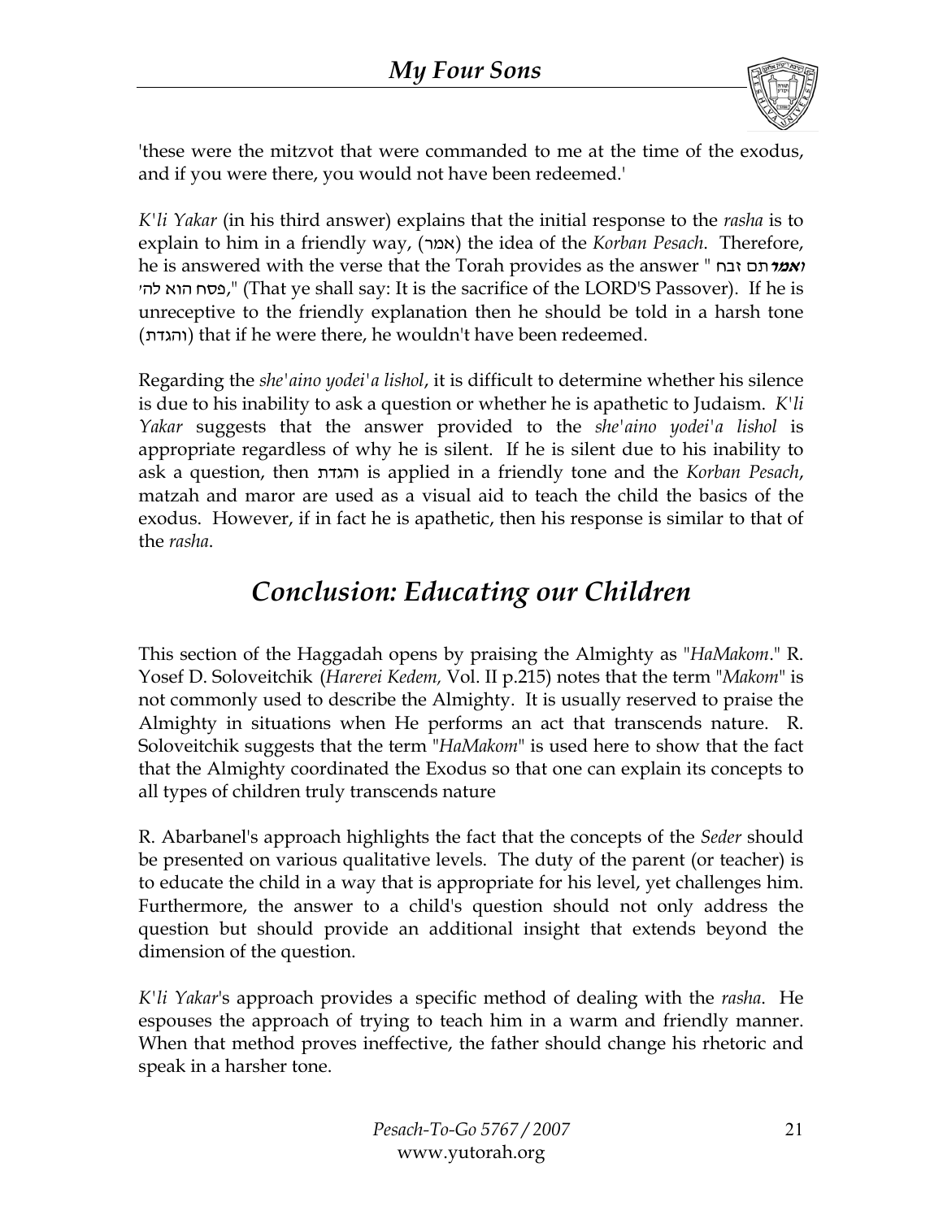'these were the mitzvot that were commanded to me at the time of the exodus, and if you were there, you would not have been redeemed.'

*K'li Yakar* (in his third answer) explains that the initial response to the *rasha* is to explain to him in a friendly way, (אמר) the idea of the *Korban Pesach*. Therefore, he is answered with the verse that the Torah provides as the answer "**ואמר**תם זבח פסח הוא לה'," (That ye shall say: It is the sacrifice of the LORD'S Passover). If he is unreceptive to the friendly explanation then he should be told in a harsh tone (והגדת) that if he were there, he wouldn't have been redeemed.

Regarding the *she'aino yodei'a lishol*, it is difficult to determine whether his silence is due to his inability to ask a question or whether he is apathetic to Judaism. *K'li Yakar* suggests that the answer provided to the *she'aino yodei'a lishol* is appropriate regardless of why he is silent. If he is silent due to his inability to ask a question, then והגדת is applied in a friendly tone and the *Korban Pesach*, matzah and maror are used as a visual aid to teach the child the basics of the exodus. However, if in fact he is apathetic, then his response is similar to that of the *rasha*.

## *Conclusion: Educating our Children*

This section of the Haggadah opens by praising the Almighty as "*HaMakom*." R. Yosef D. Soloveitchik (*Harerei Kedem,* Vol. II p.215) notes that the term "*Makom*" is not commonly used to describe the Almighty. It is usually reserved to praise the Almighty in situations when He performs an act that transcends nature. R. Soloveitchik suggests that the term "*HaMakom*" is used here to show that the fact that the Almighty coordinated the Exodus so that one can explain its concepts to all types of children truly transcends nature

R. Abarbanel's approach highlights the fact that the concepts of the *Seder* should be presented on various qualitative levels. The duty of the parent (or teacher) is to educate the child in a way that is appropriate for his level, yet challenges him. Furthermore, the answer to a child's question should not only address the question but should provide an additional insight that extends beyond the dimension of the question.

*K'li Yakar*'s approach provides a specific method of dealing with the *rasha*. He espouses the approach of trying to teach him in a warm and friendly manner. When that method proves ineffective, the father should change his rhetoric and speak in a harsher tone.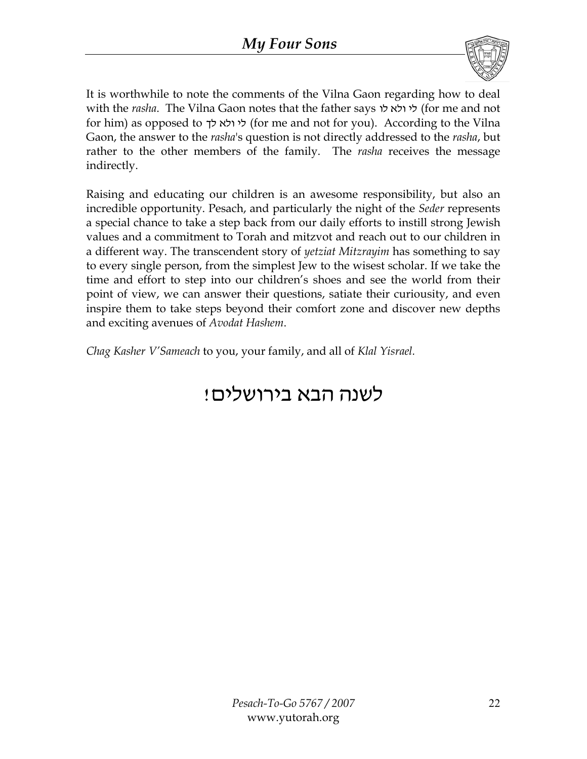It is worthwhile to note the comments of the Vilna Gaon regarding how to deal with the *rasha*. The Vilna Gaon notes that the father says לי ולא לו (for me and not for him) as opposed to לי ולא לך (for me and not for you). According to the Vilna Gaon, the answer to the *rasha*'s question is not directly addressed to the *rasha*, but rather to the other members of the family. The *rasha* receives the message indirectly.

Raising and educating our children is an awesome responsibility, but also an incredible opportunity. Pesach, and particularly the night of the *Seder* represents a special chance to take a step back from our daily efforts to instill strong Jewish values and a commitment to Torah and mitzvot and reach out to our children in a different way. The transcendent story of *yetziat Mitzrayim* has something to say to every single person, from the simplest Jew to the wisest scholar. If we take the time and effort to step into our children's shoes and see the world from their point of view, we can answer their questions, satiate their curiousity, and even inspire them to take steps beyond their comfort zone and discover new depths and exciting avenues of *Avodat Hashem*.

*Chag Kasher V'Sameach* to you, your family, and all of *Klal Yisrael.*

# לשנה הבא בירושלים!